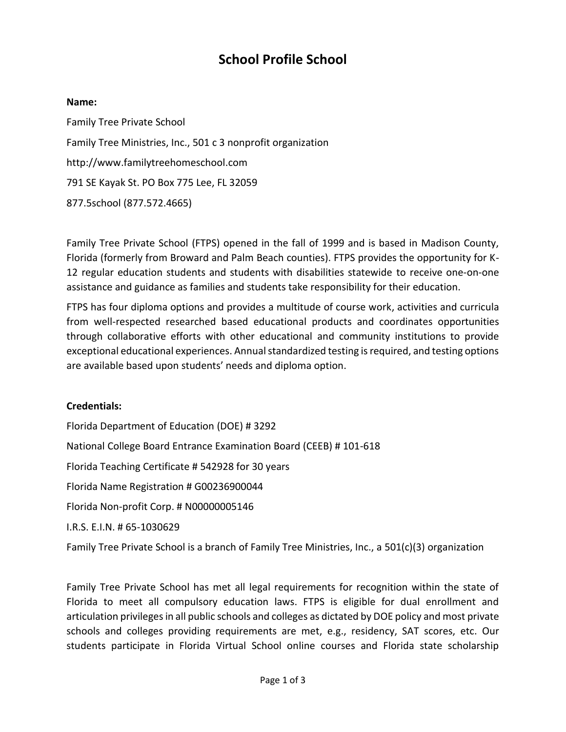# School Profile School

**Name:**

Family Tree Private School

Family Tree Ministries, Inc., 501 c 3 nonprofit organization

http://www.familytreehomeschool.com

791 SE Kayak St. PO Box 775 Lee, FL 32059

877.5school (877.572.4665)

Family Tree Private School (FTPS) opened in the fall of 1999 and is based in Madison County, Florida (formerly from Broward and Palm Beach counties). FTPS provides the opportunity for K-12 regular education students and students with disabilities statewide to receive one-on-one assistance and guidance as families and students take responsibility for their education.

FTPS has four diploma options and provides a multitude of course work, activities and curricula from well-respected researched based educational products and coordinates opportunities through collaborative efforts with other educational and community institutions to provide exceptional educational experiences. Annual standardized testing is required, and testing options are available based upon students' needs and diploma option.

**Credentials:**

Florida Department of Education (DOE) # 3292

National College Board Entrance Examination Board (CEEB) # 101-618

Florida Teaching Certificate # 542928 for 30 years

Florida Name Registration # G00236900044

Florida Non-profit Corp. # N00000005146

I.R.S. E.I.N. # 65-1030629

Family Tree Private School is a branch of Family Tree Ministries, Inc., a 501(c)(3) organization

Family Tree Private School has met all legal requirements for recognition within the state of Florida to meet all compulsory education laws. FTPS is eligible for dual enrollment and articulation privileges in all public schools and colleges as dictated by DOE policy and most private schools and colleges providing requirements are met, e.g., residency, SAT scores, etc. Our students participate in Florida Virtual School online courses and Florida state scholarship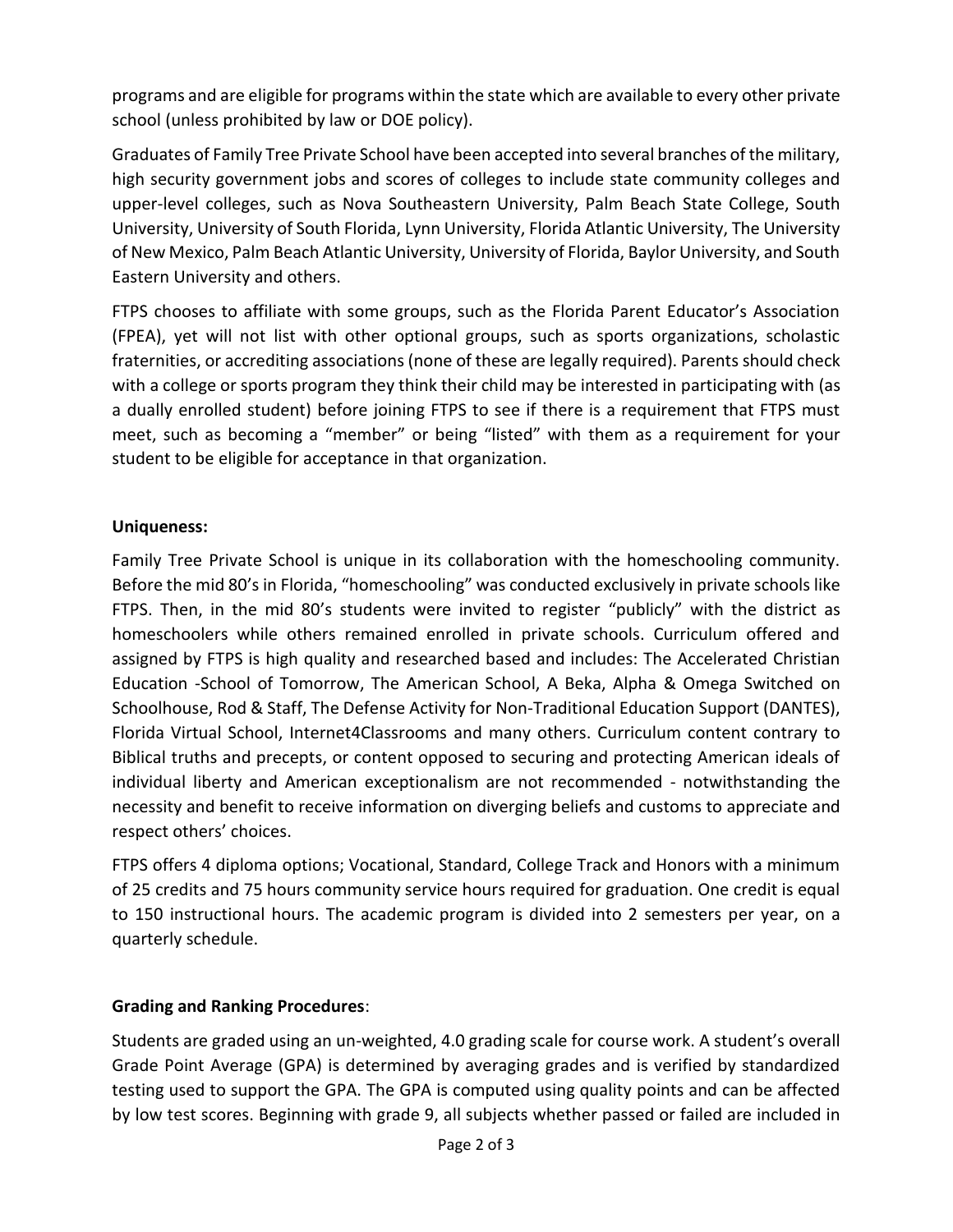programs and are eligible for programs within the state which are available to every other private school (unless prohibited by law or DOE policy).

Graduates of Family Tree Private School have been accepted into several branches of the military, high security government jobs and scores of colleges to include state community colleges and upper-level colleges, such as Nova Southeastern University, Palm Beach State College, South University, University of South Florida, Lynn University, Florida Atlantic University, The University of New Mexico, Palm Beach Atlantic University, University of Florida, Baylor University, and South Eastern University and others.

FTPS chooses to affiliate with some groups, such as the Florida Parent Educator's Association (FPEA), yet will not list with other optional groups, such as sports organizations, scholastic fraternities, or accrediting associations (none of these are legally required). Parents should check with a college or sports program they think their child may be interested in participating with (as a dually enrolled student) before joining FTPS to see if there is a requirement that FTPS must meet, such as becoming a "member" or being "listed" with them as a requirement for your student to be eligible for acceptance in that organization.

**Uniqueness:**

Family Tree Private School is unique in its collaboration with the homeschooling community. Before the mid 80's in Florida, "homeschooling" was conducted exclusively in private schools like FTPS. Then, in the mid 80's students were invited to register "publicly" with the district as homeschoolers while others remained enrolled in private schools. Curriculum offered and assigned by FTPS is high quality and researched based and includes: The Accelerated Christian Education -School of Tomorrow, The American School, A Beka, Alpha & Omega Switched on Schoolhouse, Rod & Staff, The Defense Activity for Non-Traditional Education Support (DANTES), Florida Virtual School, Internet4Classrooms and many others. Curriculum content contrary to Biblical truths and precepts, or content opposed to securing and protecting American ideals of individual liberty and American exceptionalism are not recommended - notwithstanding the necessity and benefit to receive information on diverging beliefs and customs to appreciate and respect others' choices.

FTPS offers 4 diploma options; Vocational, Standard, College Track and Honors with a minimum of 25 credits and 75 hours community service hours required for graduation. One credit is equal to 150 instructional hours. The academic program is divided into 2 semesters per year, on a quarterly schedule.

**Grading and Ranking Procedures**:

Students are graded using an un-weighted, 4.0 grading scale for course work. A student's overall Grade Point Average (GPA) is determined by averaging grades and is verified by standardized testing used to support the GPA. The GPA is computed using quality points and can be affected by low test scores. Beginning with grade 9, all subjects whether passed or failed are included in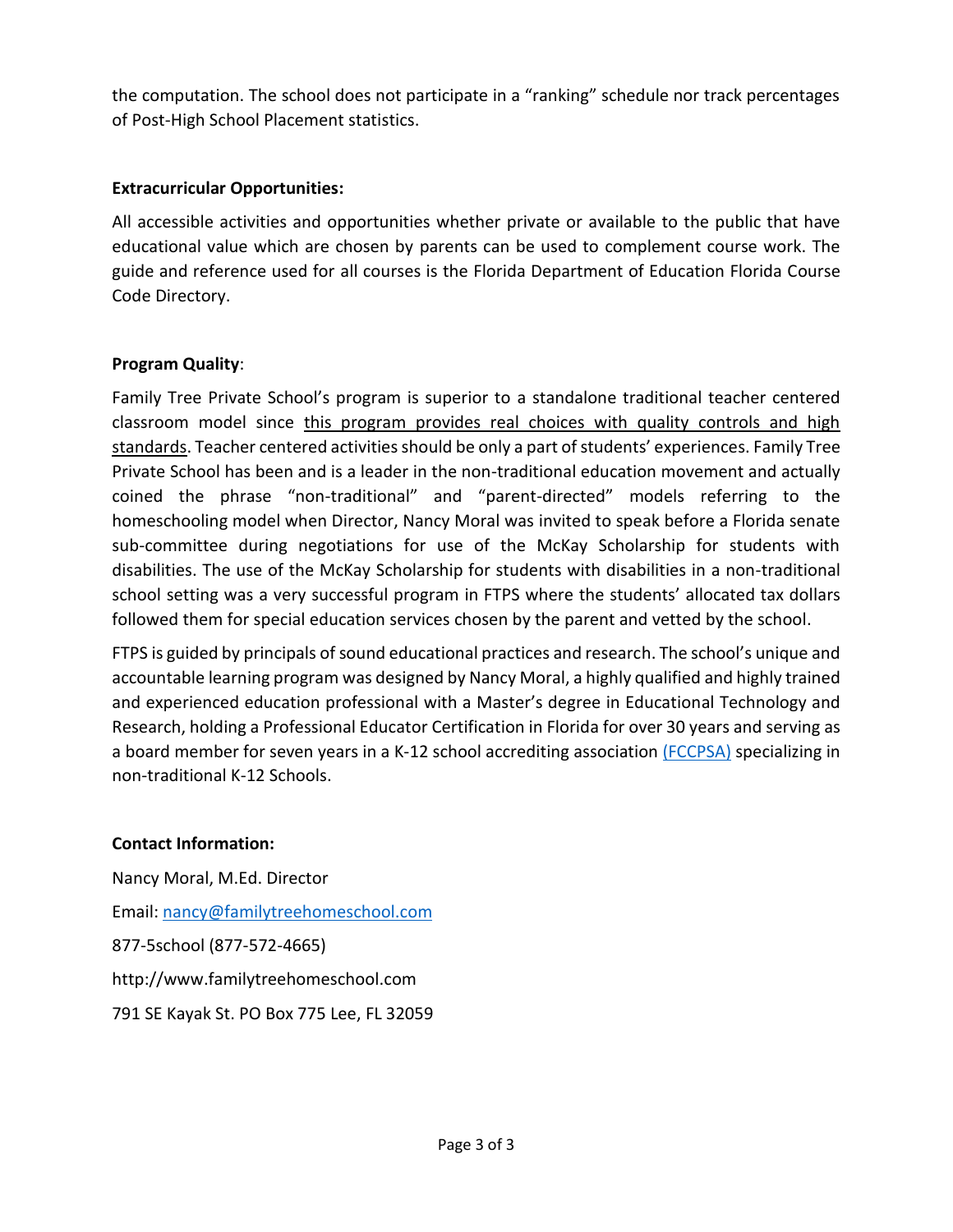the computation. The school does not participate in a "ranking" schedule nor track percentages of Post-High School Placement statistics.

**Extracurricular Opportunities:**

All accessible activities and opportunities whether private or available to the public that have educational value which are chosen by parents can be used to complement course work. The guide and reference used for all courses is the Florida Department of Education Florida Course Code Directory.

**Program Quality**:

Family Tree Private School's program is superior to a standalone traditional teacher centered classroom model since <u>this program provides real choices with quality controls and high standards</u>. Teacher centered activities should be only a part of students' experiences. Family Tree Private School has been and is a leader in the non-traditional education movement and actually coined the phrase "non-traditional" and "parent-directed" models referring to the homeschooling model when Director, Nancy Moral was invited to speak before a Florida senate sub-committee during negotiations for use of the McKay Scholarship for students with disabilities. The use of the McKay Scholarship for students with disabilities in a non-traditional school setting was a very successful program in FTPS where the students' allocated tax dollars followed them for special education services chosen by the parent and vetted by the school.

FTPS is guided by principals of sound educational practices and research. The school's unique and accountable learning program was designed by Nancy Moral, a highly qualified and highly trained and experienced education professional with a Master's degree in Educational Technology and Research, holding a Professional Educator Certification in Florida for over 30 years and serving as a board member for seven years in a K-12 school accrediting association (FCCPSA) specializing in non-traditional K-12 Schools.

**Contact Information:**

Nancy Moral, M.Ed. Director

Email: nancy@familytreehomeschool.com

877-5school (877-572-4665)

http://www.familytreehomeschool.com

791 SE Kayak St. PO Box 775 Lee, FL 32059